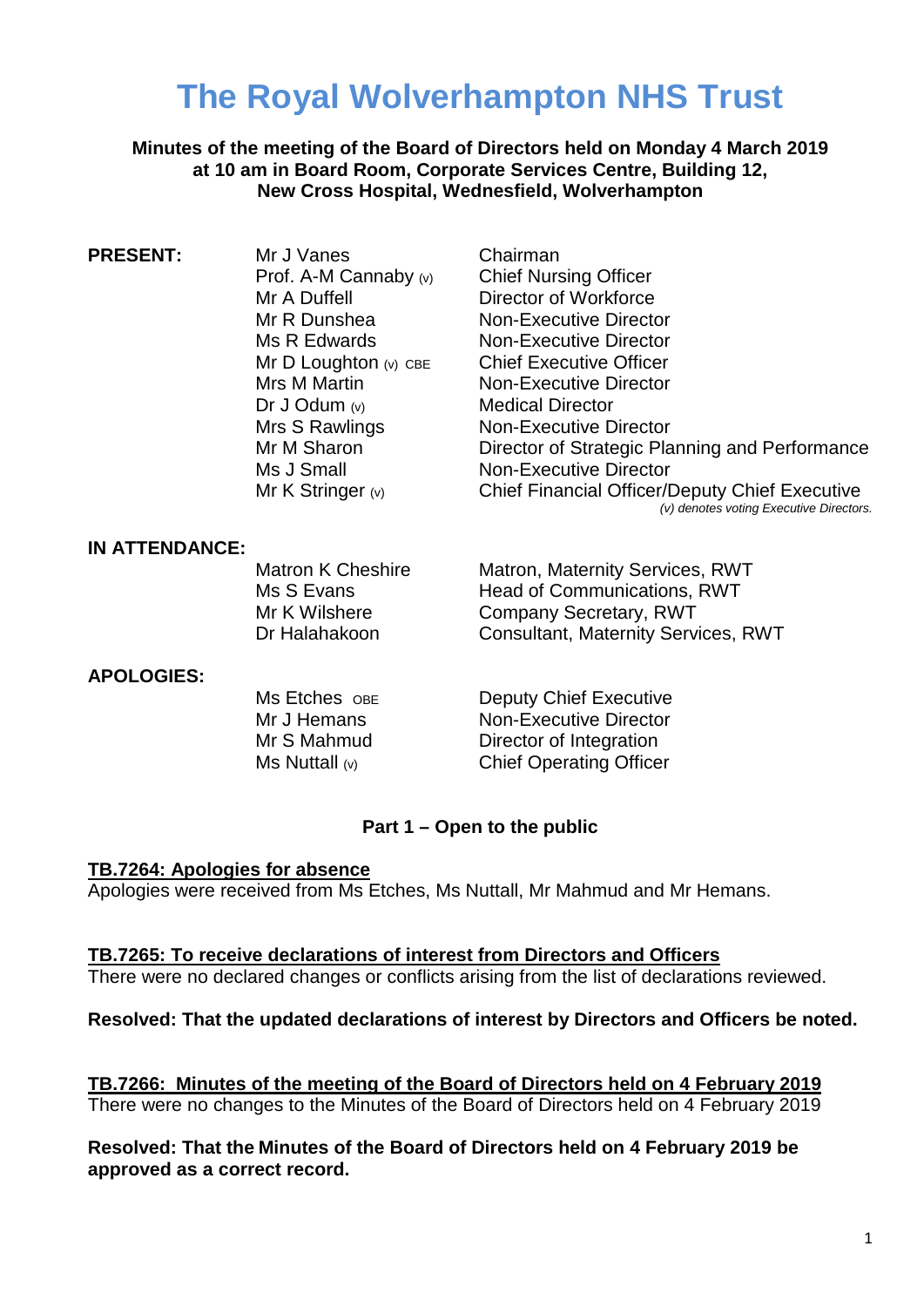# The Royal Wolverhampton NHS Trust

**Minutes of the meeting of the Board of Directors held on Monday 4 March 2019 at 10 am in Board Room, Corporate Services Centre, Building 12, New Cross Hospital, Wednesfield, Wolverhampton**

**PRESENT:**

| | |
|---|---|
| Mr J Vanes | Chairman |
| Prof. A-M Cannaby (v) | Chief Nursing Officer |
| Mr A Duffell | Director of Workforce |
| Mr R Dunshea | Non-Executive Director |
| Ms R Edwards | Non-Executive Director |
| Mr D Loughton (v) CBE | Chief Executive Officer |
| Mrs M Martin | Non-Executive Director |
| Dr J Odum (v) | Medical Director |
| Mrs S Rawlings | Non-Executive Director |
| Mr M Sharon | Director of Strategic Planning and Performance |
| Ms J Small | Non-Executive Director |
| Mr K Stringer (v) | Chief Financial Officer/Deputy Chief Executive |

*(v) denotes voting Executive Directors.*

**IN ATTENDANCE:**

| | |
|---|---|
| Matron K Cheshire | Matron, Maternity Services, RWT |
| Ms S Evans | Head of Communications, RWT |
| Mr K Wilshere | Company Secretary, RWT |
| Dr Halahakoon | Consultant, Maternity Services, RWT |

**APOLOGIES:**

| | |
|---|---|
| Ms Etches OBE | Deputy Chief Executive |
| Mr J Hemans | Non-Executive Director |
| Mr S Mahmud | Director of Integration |
| Ms Nuttall (v) | Chief Operating Officer |

**Part 1 – Open to the public**

**TB.7264: Apologies for absence**

Apologies were received from Ms Etches, Ms Nuttall, Mr Mahmud and Mr Hemans.

**TB.7265: To receive declarations of interest from Directors and Officers**

There were no declared changes or conflicts arising from the list of declarations reviewed.

**Resolved: That the updated declarations of interest by Directors and Officers be noted.**

**TB.7266: Minutes of the meeting of the Board of Directors held on 4 February 2019**

There were no changes to the Minutes of the Board of Directors held on 4 February 2019

**Resolved: That the Minutes of the Board of Directors held on 4 February 2019 be approved as a correct record.**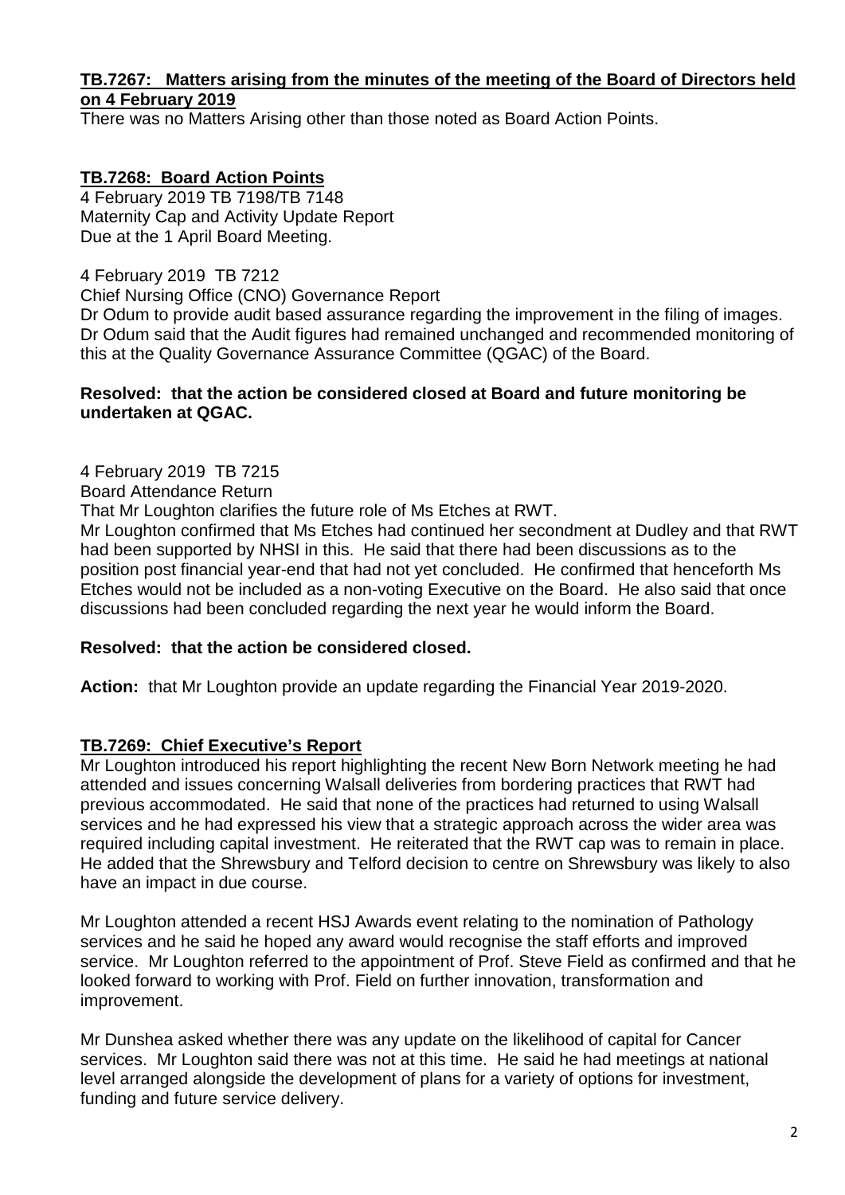## TB.7267: Matters arising from the minutes of the meeting of the Board of Directors held on 4 February 2019

There was no Matters Arising other than those noted as Board Action Points.

## TB.7268: Board Action Points

4 February 2019 TB 7198/TB 7148
Maternity Cap and Activity Update Report
Due at the 1 April Board Meeting.

4 February 2019 TB 7212
Chief Nursing Office (CNO) Governance Report
Dr Odum to provide audit based assurance regarding the improvement in the filing of images. Dr Odum said that the Audit figures had remained unchanged and recommended monitoring of this at the Quality Governance Assurance Committee (QGAC) of the Board.

**Resolved: that the action be considered closed at Board and future monitoring be undertaken at QGAC.**

4 February 2019 TB 7215
Board Attendance Return
That Mr Loughton clarifies the future role of Ms Etches at RWT.
Mr Loughton confirmed that Ms Etches had continued her secondment at Dudley and that RWT had been supported by NHSI in this. He said that there had been discussions as to the position post financial year-end that had not yet concluded. He confirmed that henceforth Ms Etches would not be included as a non-voting Executive on the Board. He also said that once discussions had been concluded regarding the next year he would inform the Board.

**Resolved: that the action be considered closed.**

**Action:** that Mr Loughton provide an update regarding the Financial Year 2019-2020.

## TB.7269: Chief Executive's Report

Mr Loughton introduced his report highlighting the recent New Born Network meeting he had attended and issues concerning Walsall deliveries from bordering practices that RWT had previous accommodated. He said that none of the practices had returned to using Walsall services and he had expressed his view that a strategic approach across the wider area was required including capital investment. He reiterated that the RWT cap was to remain in place. He added that the Shrewsbury and Telford decision to centre on Shrewsbury was likely to also have an impact in due course.

Mr Loughton attended a recent HSJ Awards event relating to the nomination of Pathology services and he said he hoped any award would recognise the staff efforts and improved service. Mr Loughton referred to the appointment of Prof. Steve Field as confirmed and that he looked forward to working with Prof. Field on further innovation, transformation and improvement.

Mr Dunshea asked whether there was any update on the likelihood of capital for Cancer services. Mr Loughton said there was not at this time. He said he had meetings at national level arranged alongside the development of plans for a variety of options for investment, funding and future service delivery.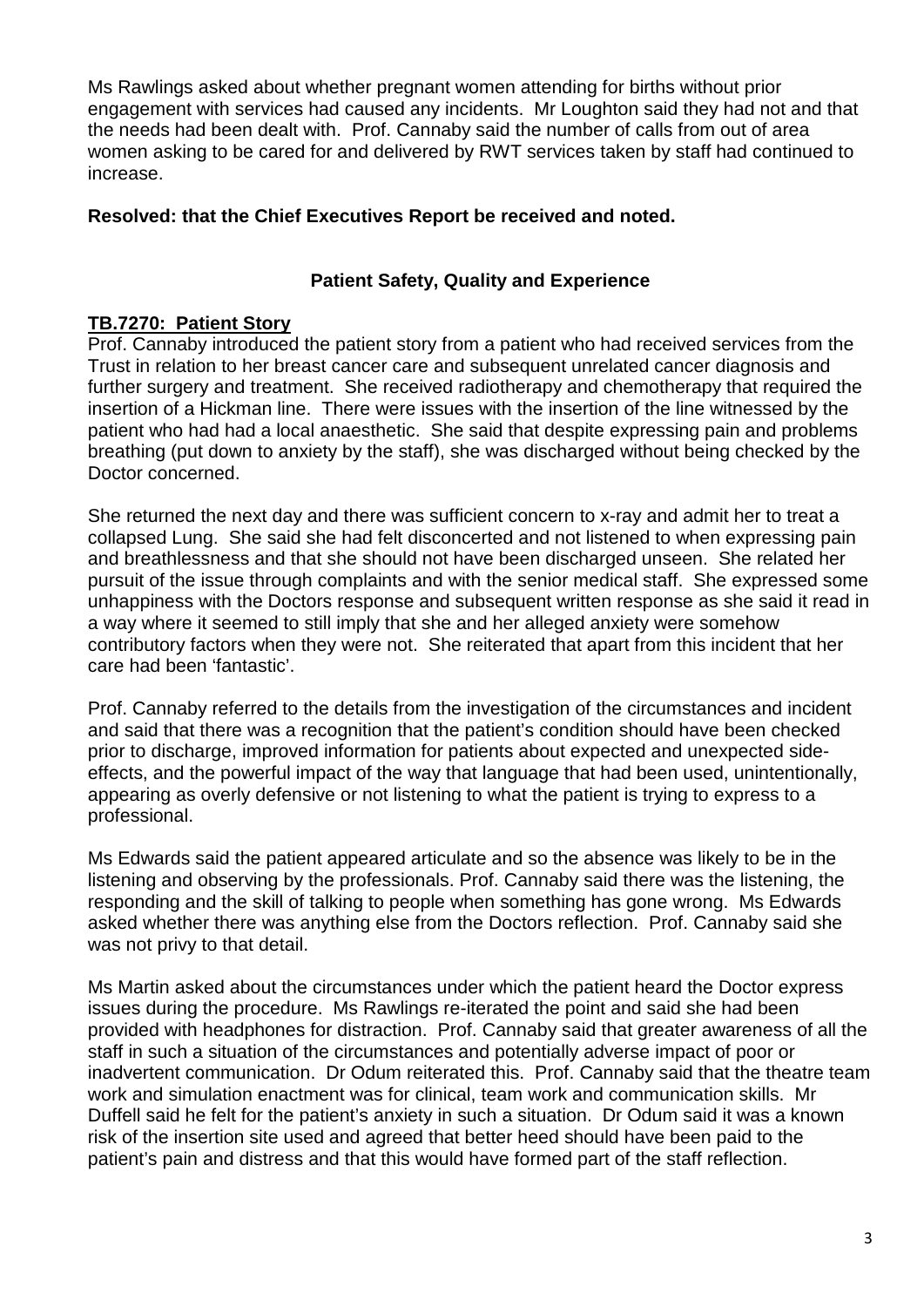Ms Rawlings asked about whether pregnant women attending for births without prior engagement with services had caused any incidents. Mr Loughton said they had not and that the needs had been dealt with. Prof. Cannaby said the number of calls from out of area women asking to be cared for and delivered by RWT services taken by staff had continued to increase.

**Resolved: that the Chief Executives Report be received and noted.**

## Patient Safety, Quality and Experience

**TB.7270: Patient Story**

Prof. Cannaby introduced the patient story from a patient who had received services from the Trust in relation to her breast cancer care and subsequent unrelated cancer diagnosis and further surgery and treatment. She received radiotherapy and chemotherapy that required the insertion of a Hickman line. There were issues with the insertion of the line witnessed by the patient who had had a local anaesthetic. She said that despite expressing pain and problems breathing (put down to anxiety by the staff), she was discharged without being checked by the Doctor concerned.

She returned the next day and there was sufficient concern to x-ray and admit her to treat a collapsed Lung. She said she had felt disconcerted and not listened to when expressing pain and breathlessness and that she should not have been discharged unseen. She related her pursuit of the issue through complaints and with the senior medical staff. She expressed some unhappiness with the Doctors response and subsequent written response as she said it read in a way where it seemed to still imply that she and her alleged anxiety were somehow contributory factors when they were not. She reiterated that apart from this incident that her care had been 'fantastic'.

Prof. Cannaby referred to the details from the investigation of the circumstances and incident and said that there was a recognition that the patient's condition should have been checked prior to discharge, improved information for patients about expected and unexpected side-effects, and the powerful impact of the way that language that had been used, unintentionally, appearing as overly defensive or not listening to what the patient is trying to express to a professional.

Ms Edwards said the patient appeared articulate and so the absence was likely to be in the listening and observing by the professionals. Prof. Cannaby said there was the listening, the responding and the skill of talking to people when something has gone wrong. Ms Edwards asked whether there was anything else from the Doctors reflection. Prof. Cannaby said she was not privy to that detail.

Ms Martin asked about the circumstances under which the patient heard the Doctor express issues during the procedure. Ms Rawlings re-iterated the point and said she had been provided with headphones for distraction. Prof. Cannaby said that greater awareness of all the staff in such a situation of the circumstances and potentially adverse impact of poor or inadvertent communication. Dr Odum reiterated this. Prof. Cannaby said that the theatre team work and simulation enactment was for clinical, team work and communication skills. Mr Duffell said he felt for the patient's anxiety in such a situation. Dr Odum said it was a known risk of the insertion site used and agreed that better heed should have been paid to the patient's pain and distress and that this would have formed part of the staff reflection.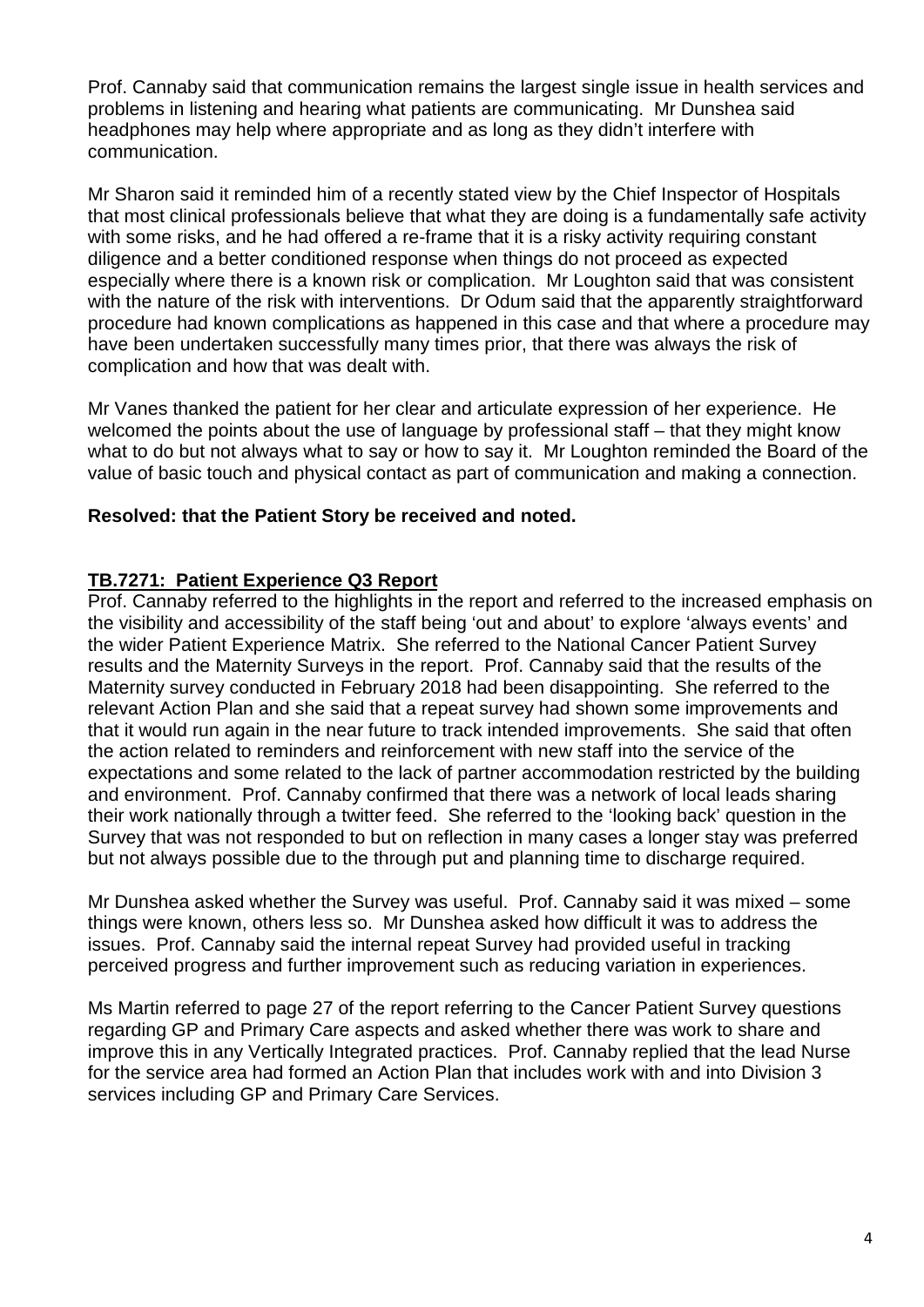Prof. Cannaby said that communication remains the largest single issue in health services and problems in listening and hearing what patients are communicating. Mr Dunshea said headphones may help where appropriate and as long as they didn't interfere with communication.

Mr Sharon said it reminded him of a recently stated view by the Chief Inspector of Hospitals that most clinical professionals believe that what they are doing is a fundamentally safe activity with some risks, and he had offered a re-frame that it is a risky activity requiring constant diligence and a better conditioned response when things do not proceed as expected especially where there is a known risk or complication. Mr Loughton said that was consistent with the nature of the risk with interventions. Dr Odum said that the apparently straightforward procedure had known complications as happened in this case and that where a procedure may have been undertaken successfully many times prior, that there was always the risk of complication and how that was dealt with.

Mr Vanes thanked the patient for her clear and articulate expression of her experience. He welcomed the points about the use of language by professional staff – that they might know what to do but not always what to say or how to say it. Mr Loughton reminded the Board of the value of basic touch and physical contact as part of communication and making a connection.

**Resolved: that the Patient Story be received and noted.**

## TB.7271: Patient Experience Q3 Report

Prof. Cannaby referred to the highlights in the report and referred to the increased emphasis on the visibility and accessibility of the staff being 'out and about' to explore 'always events' and the wider Patient Experience Matrix. She referred to the National Cancer Patient Survey results and the Maternity Surveys in the report. Prof. Cannaby said that the results of the Maternity survey conducted in February 2018 had been disappointing. She referred to the relevant Action Plan and she said that a repeat survey had shown some improvements and that it would run again in the near future to track intended improvements. She said that often the action related to reminders and reinforcement with new staff into the service of the expectations and some related to the lack of partner accommodation restricted by the building and environment. Prof. Cannaby confirmed that there was a network of local leads sharing their work nationally through a twitter feed. She referred to the 'looking back' question in the Survey that was not responded to but on reflection in many cases a longer stay was preferred but not always possible due to the through put and planning time to discharge required.

Mr Dunshea asked whether the Survey was useful. Prof. Cannaby said it was mixed – some things were known, others less so. Mr Dunshea asked how difficult it was to address the issues. Prof. Cannaby said the internal repeat Survey had provided useful in tracking perceived progress and further improvement such as reducing variation in experiences.

Ms Martin referred to page 27 of the report referring to the Cancer Patient Survey questions regarding GP and Primary Care aspects and asked whether there was work to share and improve this in any Vertically Integrated practices. Prof. Cannaby replied that the lead Nurse for the service area had formed an Action Plan that includes work with and into Division 3 services including GP and Primary Care Services.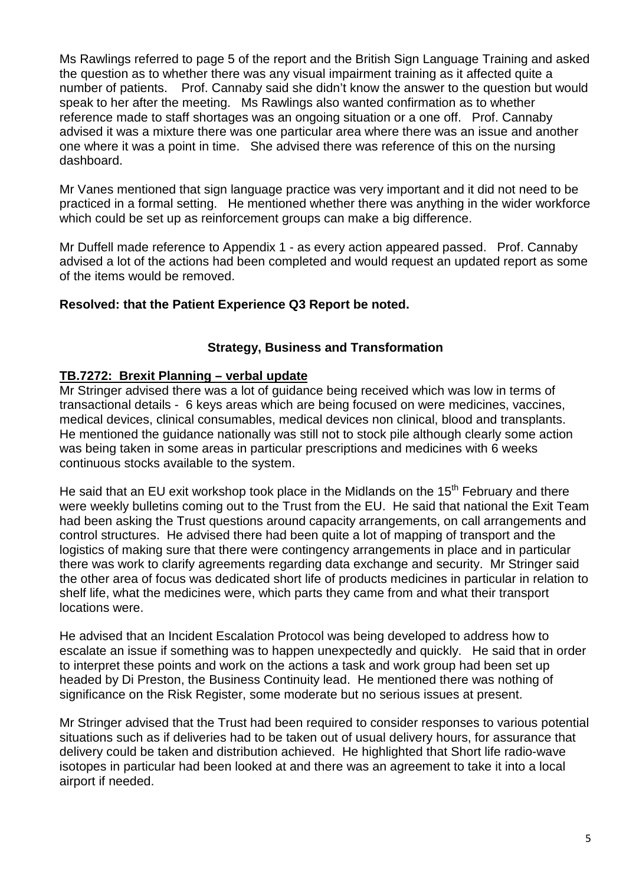Ms Rawlings referred to page 5 of the report and the British Sign Language Training and asked the question as to whether there was any visual impairment training as it affected quite a number of patients. Prof. Cannaby said she didn't know the answer to the question but would speak to her after the meeting. Ms Rawlings also wanted confirmation as to whether reference made to staff shortages was an ongoing situation or a one off. Prof. Cannaby advised it was a mixture there was one particular area where there was an issue and another one where it was a point in time. She advised there was reference of this on the nursing dashboard.

Mr Vanes mentioned that sign language practice was very important and it did not need to be practiced in a formal setting. He mentioned whether there was anything in the wider workforce which could be set up as reinforcement groups can make a big difference.

Mr Duffell made reference to Appendix 1 - as every action appeared passed. Prof. Cannaby advised a lot of the actions had been completed and would request an updated report as some of the items would be removed.

**Resolved: that the Patient Experience Q3 Report be noted.**

## Strategy, Business and Transformation

**TB.7272: Brexit Planning – verbal update**

Mr Stringer advised there was a lot of guidance being received which was low in terms of transactional details - 6 keys areas which are being focused on were medicines, vaccines, medical devices, clinical consumables, medical devices non clinical, blood and transplants. He mentioned the guidance nationally was still not to stock pile although clearly some action was being taken in some areas in particular prescriptions and medicines with 6 weeks continuous stocks available to the system.

He said that an EU exit workshop took place in the Midlands on the 15th February and there were weekly bulletins coming out to the Trust from the EU. He said that national the Exit Team had been asking the Trust questions around capacity arrangements, on call arrangements and control structures. He advised there had been quite a lot of mapping of transport and the logistics of making sure that there were contingency arrangements in place and in particular there was work to clarify agreements regarding data exchange and security. Mr Stringer said the other area of focus was dedicated short life of products medicines in particular in relation to shelf life, what the medicines were, which parts they came from and what their transport locations were.

He advised that an Incident Escalation Protocol was being developed to address how to escalate an issue if something was to happen unexpectedly and quickly. He said that in order to interpret these points and work on the actions a task and work group had been set up headed by Di Preston, the Business Continuity lead. He mentioned there was nothing of significance on the Risk Register, some moderate but no serious issues at present.

Mr Stringer advised that the Trust had been required to consider responses to various potential situations such as if deliveries had to be taken out of usual delivery hours, for assurance that delivery could be taken and distribution achieved. He highlighted that Short life radio-wave isotopes in particular had been looked at and there was an agreement to take it into a local airport if needed.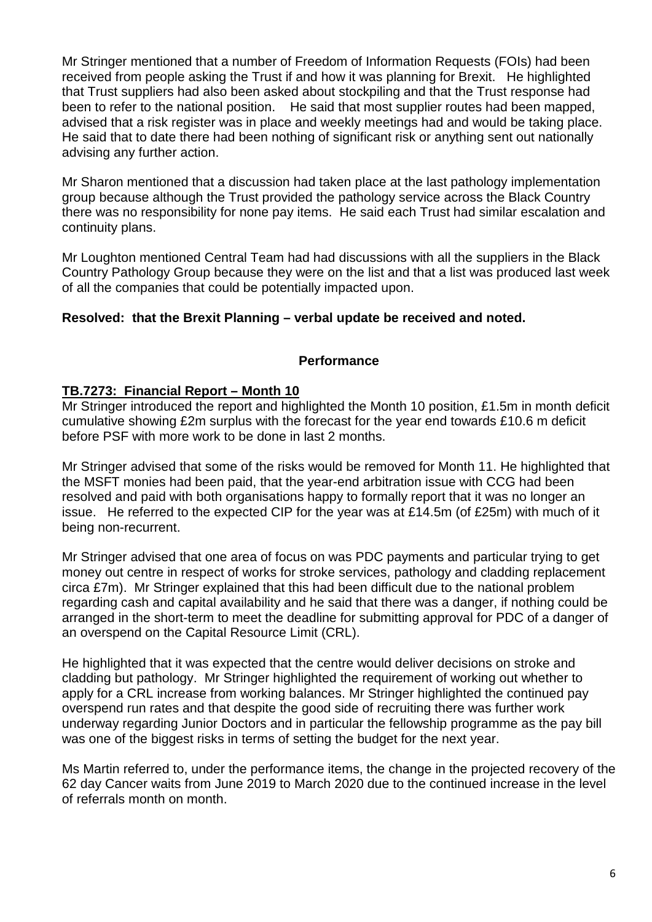Mr Stringer mentioned that a number of Freedom of Information Requests (FOIs) had been received from people asking the Trust if and how it was planning for Brexit. He highlighted that Trust suppliers had also been asked about stockpiling and that the Trust response had been to refer to the national position. He said that most supplier routes had been mapped, advised that a risk register was in place and weekly meetings had and would be taking place. He said that to date there had been nothing of significant risk or anything sent out nationally advising any further action.

Mr Sharon mentioned that a discussion had taken place at the last pathology implementation group because although the Trust provided the pathology service across the Black Country there was no responsibility for none pay items. He said each Trust had similar escalation and continuity plans.

Mr Loughton mentioned Central Team had had discussions with all the suppliers in the Black Country Pathology Group because they were on the list and that a list was produced last week of all the companies that could be potentially impacted upon.

**Resolved: that the Brexit Planning – verbal update be received and noted.**

## Performance

### TB.7273: Financial Report – Month 10

Mr Stringer introduced the report and highlighted the Month 10 position, £1.5m in month deficit cumulative showing £2m surplus with the forecast for the year end towards £10.6 m deficit before PSF with more work to be done in last 2 months.

Mr Stringer advised that some of the risks would be removed for Month 11. He highlighted that the MSFT monies had been paid, that the year-end arbitration issue with CCG had been resolved and paid with both organisations happy to formally report that it was no longer an issue. He referred to the expected CIP for the year was at £14.5m (of £25m) with much of it being non-recurrent.

Mr Stringer advised that one area of focus on was PDC payments and particular trying to get money out centre in respect of works for stroke services, pathology and cladding replacement circa £7m). Mr Stringer explained that this had been difficult due to the national problem regarding cash and capital availability and he said that there was a danger, if nothing could be arranged in the short-term to meet the deadline for submitting approval for PDC of a danger of an overspend on the Capital Resource Limit (CRL).

He highlighted that it was expected that the centre would deliver decisions on stroke and cladding but pathology. Mr Stringer highlighted the requirement of working out whether to apply for a CRL increase from working balances. Mr Stringer highlighted the continued pay overspend run rates and that despite the good side of recruiting there was further work underway regarding Junior Doctors and in particular the fellowship programme as the pay bill was one of the biggest risks in terms of setting the budget for the next year.

Ms Martin referred to, under the performance items, the change in the projected recovery of the 62 day Cancer waits from June 2019 to March 2020 due to the continued increase in the level of referrals month on month.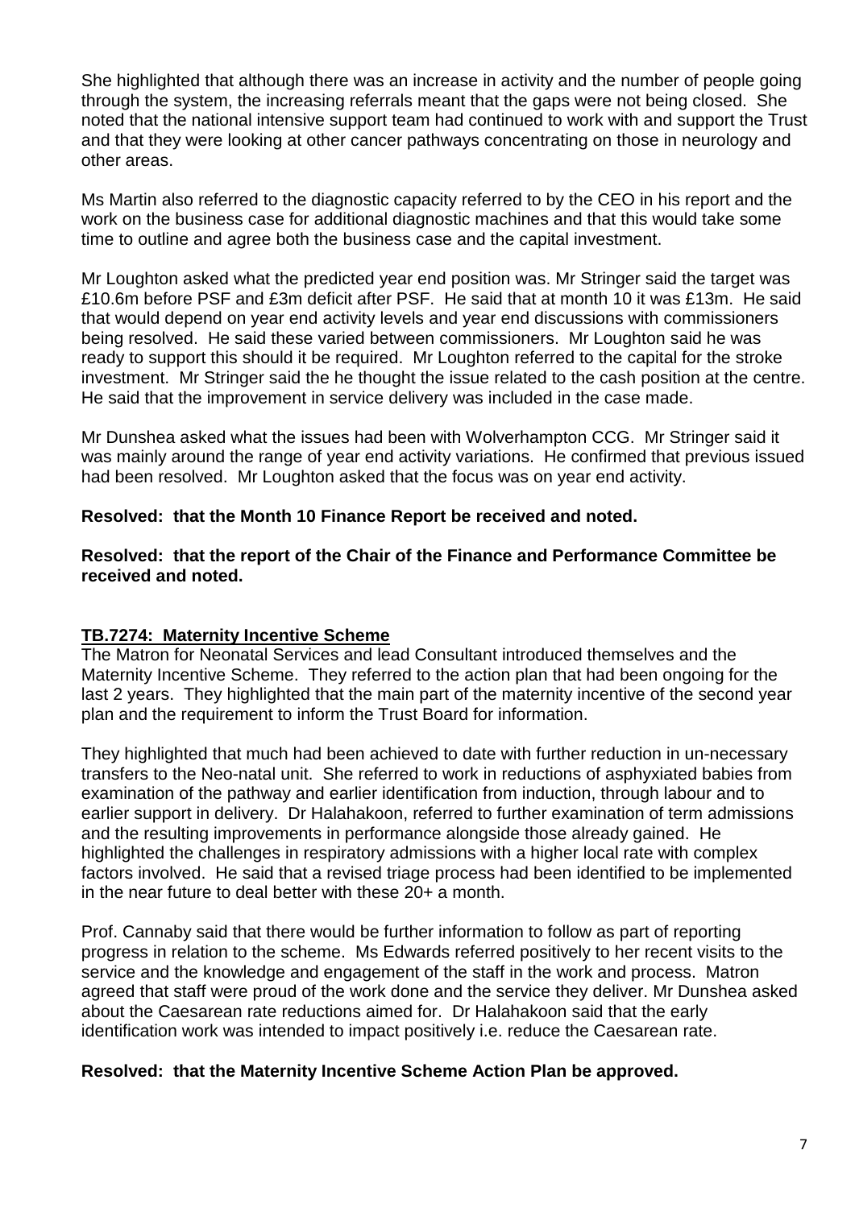She highlighted that although there was an increase in activity and the number of people going through the system, the increasing referrals meant that the gaps were not being closed. She noted that the national intensive support team had continued to work with and support the Trust and that they were looking at other cancer pathways concentrating on those in neurology and other areas.

Ms Martin also referred to the diagnostic capacity referred to by the CEO in his report and the work on the business case for additional diagnostic machines and that this would take some time to outline and agree both the business case and the capital investment.

Mr Loughton asked what the predicted year end position was. Mr Stringer said the target was £10.6m before PSF and £3m deficit after PSF. He said that at month 10 it was £13m. He said that would depend on year end activity levels and year end discussions with commissioners being resolved. He said these varied between commissioners. Mr Loughton said he was ready to support this should it be required. Mr Loughton referred to the capital for the stroke investment. Mr Stringer said the he thought the issue related to the cash position at the centre. He said that the improvement in service delivery was included in the case made.

Mr Dunshea asked what the issues had been with Wolverhampton CCG. Mr Stringer said it was mainly around the range of year end activity variations. He confirmed that previous issued had been resolved. Mr Loughton asked that the focus was on year end activity.

**Resolved: that the Month 10 Finance Report be received and noted.**

**Resolved: that the report of the Chair of the Finance and Performance Committee be received and noted.**

## TB.7274: Maternity Incentive Scheme

The Matron for Neonatal Services and lead Consultant introduced themselves and the Maternity Incentive Scheme. They referred to the action plan that had been ongoing for the last 2 years. They highlighted that the main part of the maternity incentive of the second year plan and the requirement to inform the Trust Board for information.

They highlighted that much had been achieved to date with further reduction in un-necessary transfers to the Neo-natal unit. She referred to work in reductions of asphyxiated babies from examination of the pathway and earlier identification from induction, through labour and to earlier support in delivery. Dr Halahakoon, referred to further examination of term admissions and the resulting improvements in performance alongside those already gained. He highlighted the challenges in respiratory admissions with a higher local rate with complex factors involved. He said that a revised triage process had been identified to be implemented in the near future to deal better with these 20+ a month.

Prof. Cannaby said that there would be further information to follow as part of reporting progress in relation to the scheme. Ms Edwards referred positively to her recent visits to the service and the knowledge and engagement of the staff in the work and process. Matron agreed that staff were proud of the work done and the service they deliver. Mr Dunshea asked about the Caesarean rate reductions aimed for. Dr Halahakoon said that the early identification work was intended to impact positively i.e. reduce the Caesarean rate.

**Resolved: that the Maternity Incentive Scheme Action Plan be approved.**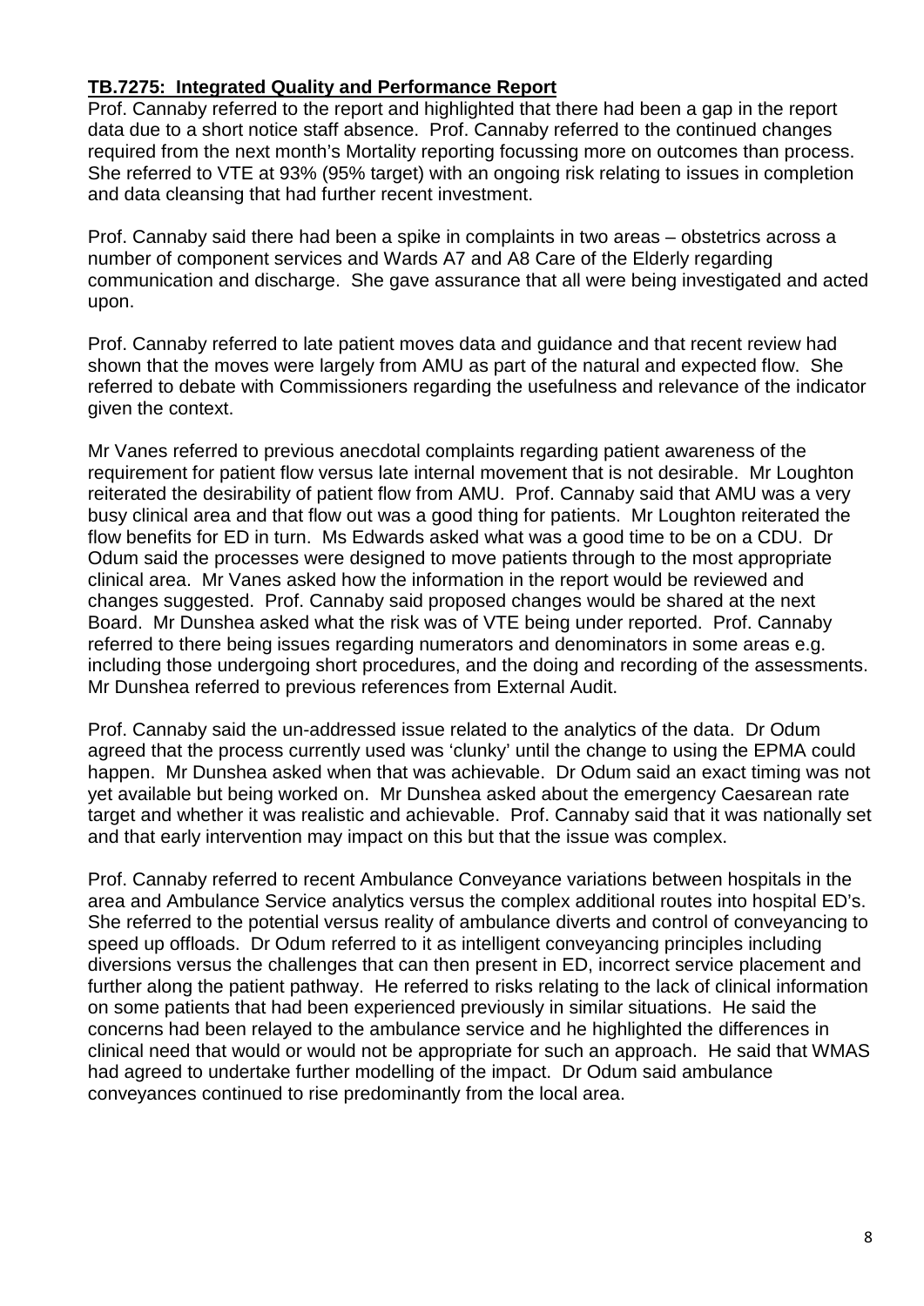**TB.7275: Integrated Quality and Performance Report**

Prof. Cannaby referred to the report and highlighted that there had been a gap in the report data due to a short notice staff absence. Prof. Cannaby referred to the continued changes required from the next month's Mortality reporting focussing more on outcomes than process. She referred to VTE at 93% (95% target) with an ongoing risk relating to issues in completion and data cleansing that had further recent investment.

Prof. Cannaby said there had been a spike in complaints in two areas – obstetrics across a number of component services and Wards A7 and A8 Care of the Elderly regarding communication and discharge. She gave assurance that all were being investigated and acted upon.

Prof. Cannaby referred to late patient moves data and guidance and that recent review had shown that the moves were largely from AMU as part of the natural and expected flow. She referred to debate with Commissioners regarding the usefulness and relevance of the indicator given the context.

Mr Vanes referred to previous anecdotal complaints regarding patient awareness of the requirement for patient flow versus late internal movement that is not desirable. Mr Loughton reiterated the desirability of patient flow from AMU. Prof. Cannaby said that AMU was a very busy clinical area and that flow out was a good thing for patients. Mr Loughton reiterated the flow benefits for ED in turn. Ms Edwards asked what was a good time to be on a CDU. Dr Odum said the processes were designed to move patients through to the most appropriate clinical area. Mr Vanes asked how the information in the report would be reviewed and changes suggested. Prof. Cannaby said proposed changes would be shared at the next Board. Mr Dunshea asked what the risk was of VTE being under reported. Prof. Cannaby referred to there being issues regarding numerators and denominators in some areas e.g. including those undergoing short procedures, and the doing and recording of the assessments. Mr Dunshea referred to previous references from External Audit.

Prof. Cannaby said the un-addressed issue related to the analytics of the data. Dr Odum agreed that the process currently used was 'clunky' until the change to using the EPMA could happen. Mr Dunshea asked when that was achievable. Dr Odum said an exact timing was not yet available but being worked on. Mr Dunshea asked about the emergency Caesarean rate target and whether it was realistic and achievable. Prof. Cannaby said that it was nationally set and that early intervention may impact on this but that the issue was complex.

Prof. Cannaby referred to recent Ambulance Conveyance variations between hospitals in the area and Ambulance Service analytics versus the complex additional routes into hospital ED's. She referred to the potential versus reality of ambulance diverts and control of conveyancing to speed up offloads. Dr Odum referred to it as intelligent conveyancing principles including diversions versus the challenges that can then present in ED, incorrect service placement and further along the patient pathway. He referred to risks relating to the lack of clinical information on some patients that had been experienced previously in similar situations. He said the concerns had been relayed to the ambulance service and he highlighted the differences in clinical need that would or would not be appropriate for such an approach. He said that WMAS had agreed to undertake further modelling of the impact. Dr Odum said ambulance conveyances continued to rise predominantly from the local area.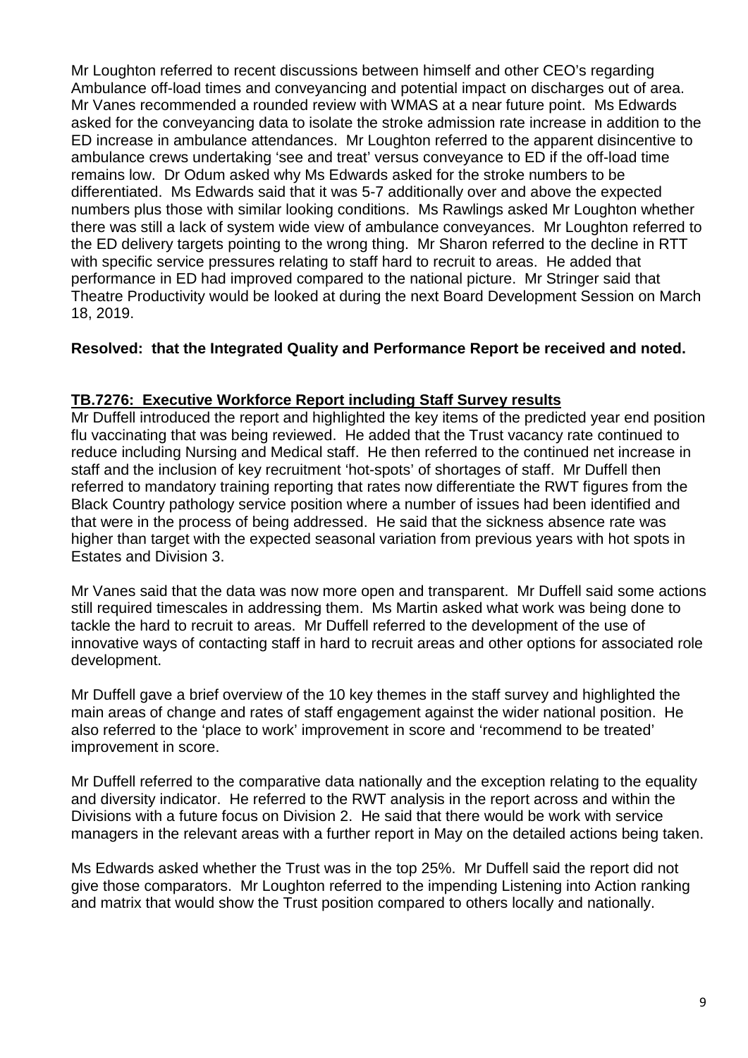Mr Loughton referred to recent discussions between himself and other CEO's regarding Ambulance off-load times and conveyancing and potential impact on discharges out of area. Mr Vanes recommended a rounded review with WMAS at a near future point. Ms Edwards asked for the conveyancing data to isolate the stroke admission rate increase in addition to the ED increase in ambulance attendances. Mr Loughton referred to the apparent disincentive to ambulance crews undertaking 'see and treat' versus conveyance to ED if the off-load time remains low. Dr Odum asked why Ms Edwards asked for the stroke numbers to be differentiated. Ms Edwards said that it was 5-7 additionally over and above the expected numbers plus those with similar looking conditions. Ms Rawlings asked Mr Loughton whether there was still a lack of system wide view of ambulance conveyances. Mr Loughton referred to the ED delivery targets pointing to the wrong thing. Mr Sharon referred to the decline in RTT with specific service pressures relating to staff hard to recruit to areas. He added that performance in ED had improved compared to the national picture. Mr Stringer said that Theatre Productivity would be looked at during the next Board Development Session on March 18, 2019.

**Resolved: that the Integrated Quality and Performance Report be received and noted.**

**TB.7276: Executive Workforce Report including Staff Survey results**

Mr Duffell introduced the report and highlighted the key items of the predicted year end position flu vaccinating that was being reviewed. He added that the Trust vacancy rate continued to reduce including Nursing and Medical staff. He then referred to the continued net increase in staff and the inclusion of key recruitment 'hot-spots' of shortages of staff. Mr Duffell then referred to mandatory training reporting that rates now differentiate the RWT figures from the Black Country pathology service position where a number of issues had been identified and that were in the process of being addressed. He said that the sickness absence rate was higher than target with the expected seasonal variation from previous years with hot spots in Estates and Division 3.

Mr Vanes said that the data was now more open and transparent. Mr Duffell said some actions still required timescales in addressing them. Ms Martin asked what work was being done to tackle the hard to recruit to areas. Mr Duffell referred to the development of the use of innovative ways of contacting staff in hard to recruit areas and other options for associated role development.

Mr Duffell gave a brief overview of the 10 key themes in the staff survey and highlighted the main areas of change and rates of staff engagement against the wider national position. He also referred to the 'place to work' improvement in score and 'recommend to be treated' improvement in score.

Mr Duffell referred to the comparative data nationally and the exception relating to the equality and diversity indicator. He referred to the RWT analysis in the report across and within the Divisions with a future focus on Division 2. He said that there would be work with service managers in the relevant areas with a further report in May on the detailed actions being taken.

Ms Edwards asked whether the Trust was in the top 25%. Mr Duffell said the report did not give those comparators. Mr Loughton referred to the impending Listening into Action ranking and matrix that would show the Trust position compared to others locally and nationally.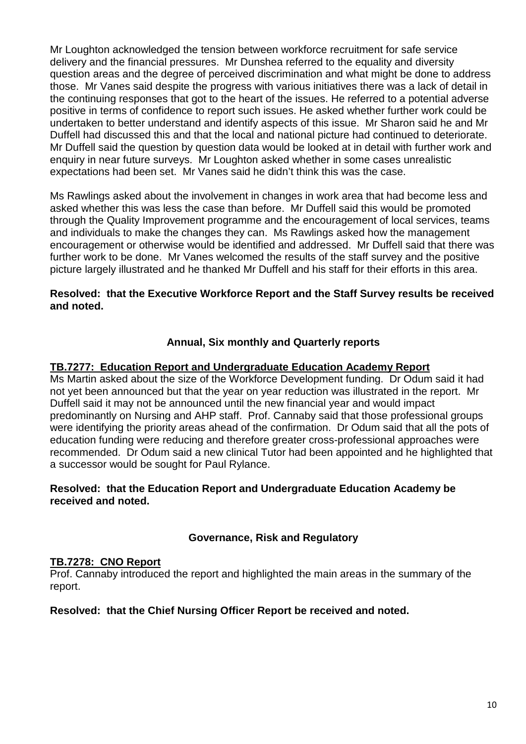Mr Loughton acknowledged the tension between workforce recruitment for safe service delivery and the financial pressures. Mr Dunshea referred to the equality and diversity question areas and the degree of perceived discrimination and what might be done to address those. Mr Vanes said despite the progress with various initiatives there was a lack of detail in the continuing responses that got to the heart of the issues. He referred to a potential adverse positive in terms of confidence to report such issues. He asked whether further work could be undertaken to better understand and identify aspects of this issue. Mr Sharon said he and Mr Duffell had discussed this and that the local and national picture had continued to deteriorate. Mr Duffell said the question by question data would be looked at in detail with further work and enquiry in near future surveys. Mr Loughton asked whether in some cases unrealistic expectations had been set. Mr Vanes said he didn't think this was the case.

Ms Rawlings asked about the involvement in changes in work area that had become less and asked whether this was less the case than before. Mr Duffell said this would be promoted through the Quality Improvement programme and the encouragement of local services, teams and individuals to make the changes they can. Ms Rawlings asked how the management encouragement or otherwise would be identified and addressed. Mr Duffell said that there was further work to be done. Mr Vanes welcomed the results of the staff survey and the positive picture largely illustrated and he thanked Mr Duffell and his staff for their efforts in this area.

**Resolved: that the Executive Workforce Report and the Staff Survey results be received and noted.**

## Annual, Six monthly and Quarterly reports

**TB.7277: Education Report and Undergraduate Education Academy Report**

Ms Martin asked about the size of the Workforce Development funding. Dr Odum said it had not yet been announced but that the year on year reduction was illustrated in the report. Mr Duffell said it may not be announced until the new financial year and would impact predominantly on Nursing and AHP staff. Prof. Cannaby said that those professional groups were identifying the priority areas ahead of the confirmation. Dr Odum said that all the pots of education funding were reducing and therefore greater cross-professional approaches were recommended. Dr Odum said a new clinical Tutor had been appointed and he highlighted that a successor would be sought for Paul Rylance.

**Resolved: that the Education Report and Undergraduate Education Academy be received and noted.**

## Governance, Risk and Regulatory

**TB.7278: CNO Report**

Prof. Cannaby introduced the report and highlighted the main areas in the summary of the report.

**Resolved: that the Chief Nursing Officer Report be received and noted.**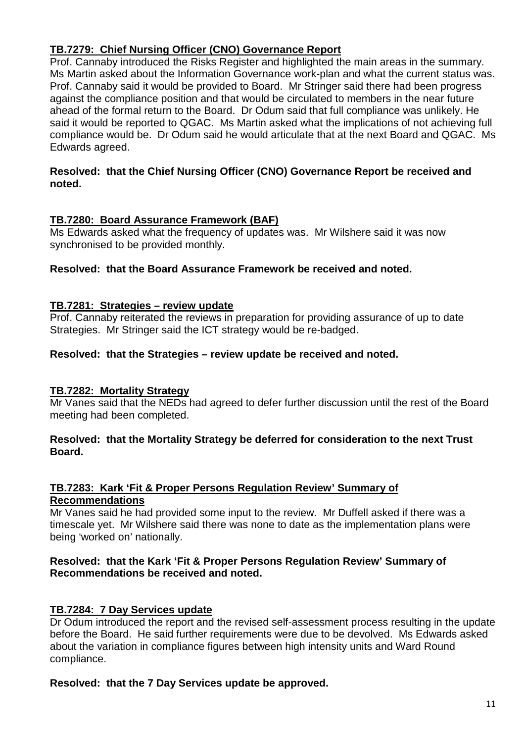**TB.7279: Chief Nursing Officer (CNO) Governance Report**

Prof. Cannaby introduced the Risks Register and highlighted the main areas in the summary. Ms Martin asked about the Information Governance work-plan and what the current status was. Prof. Cannaby said it would be provided to Board. Mr Stringer said there had been progress against the compliance position and that would be circulated to members in the near future ahead of the formal return to the Board. Dr Odum said that full compliance was unlikely. He said it would be reported to QGAC. Ms Martin asked what the implications of not achieving full compliance would be. Dr Odum said he would articulate that at the next Board and QGAC. Ms Edwards agreed.

**Resolved: that the Chief Nursing Officer (CNO) Governance Report be received and noted.**

**TB.7280: Board Assurance Framework (BAF)**

Ms Edwards asked what the frequency of updates was. Mr Wilshere said it was now synchronised to be provided monthly.

**Resolved: that the Board Assurance Framework be received and noted.**

**TB.7281: Strategies – review update**

Prof. Cannaby reiterated the reviews in preparation for providing assurance of up to date Strategies. Mr Stringer said the ICT strategy would be re-badged.

**Resolved: that the Strategies – review update be received and noted.**

**TB.7282: Mortality Strategy**

Mr Vanes said that the NEDs had agreed to defer further discussion until the rest of the Board meeting had been completed.

**Resolved: that the Mortality Strategy be deferred for consideration to the next Trust Board.**

**TB.7283: Kark 'Fit & Proper Persons Regulation Review' Summary of Recommendations**

Mr Vanes said he had provided some input to the review. Mr Duffell asked if there was a timescale yet. Mr Wilshere said there was none to date as the implementation plans were being 'worked on' nationally.

**Resolved: that the Kark 'Fit & Proper Persons Regulation Review' Summary of Recommendations be received and noted.**

**TB.7284: 7 Day Services update**

Dr Odum introduced the report and the revised self-assessment process resulting in the update before the Board. He said further requirements were due to be devolved. Ms Edwards asked about the variation in compliance figures between high intensity units and Ward Round compliance.

**Resolved: that the 7 Day Services update be approved.**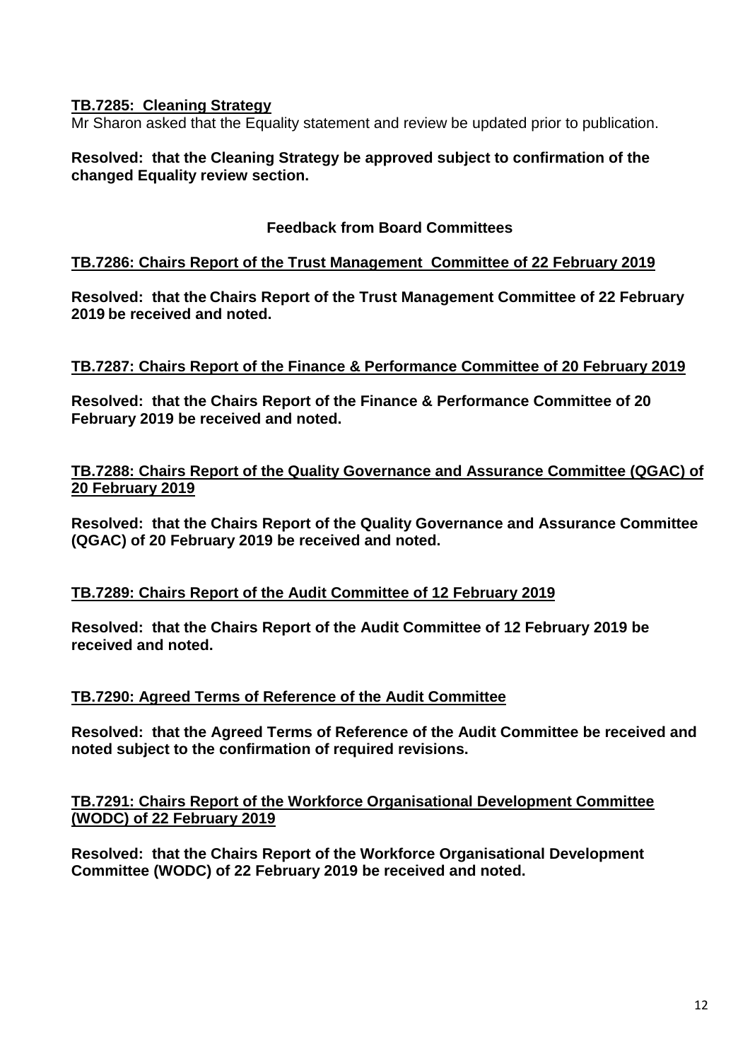**TB.7285: Cleaning Strategy**

Mr Sharon asked that the Equality statement and review be updated prior to publication.

**Resolved: that the Cleaning Strategy be approved subject to confirmation of the changed Equality review section.**

## Feedback from Board Committees

**TB.7286: Chairs Report of the Trust Management Committee of 22 February 2019**

**Resolved: that the Chairs Report of the Trust Management Committee of 22 February 2019 be received and noted.**

**TB.7287: Chairs Report of the Finance & Performance Committee of 20 February 2019**

**Resolved: that the Chairs Report of the Finance & Performance Committee of 20 February 2019 be received and noted.**

**TB.7288: Chairs Report of the Quality Governance and Assurance Committee (QGAC) of 20 February 2019**

**Resolved: that the Chairs Report of the Quality Governance and Assurance Committee (QGAC) of 20 February 2019 be received and noted.**

**TB.7289: Chairs Report of the Audit Committee of 12 February 2019**

**Resolved: that the Chairs Report of the Audit Committee of 12 February 2019 be received and noted.**

**TB.7290: Agreed Terms of Reference of the Audit Committee**

**Resolved: that the Agreed Terms of Reference of the Audit Committee be received and noted subject to the confirmation of required revisions.**

**TB.7291: Chairs Report of the Workforce Organisational Development Committee (WODC) of 22 February 2019**

**Resolved: that the Chairs Report of the Workforce Organisational Development Committee (WODC) of 22 February 2019 be received and noted.**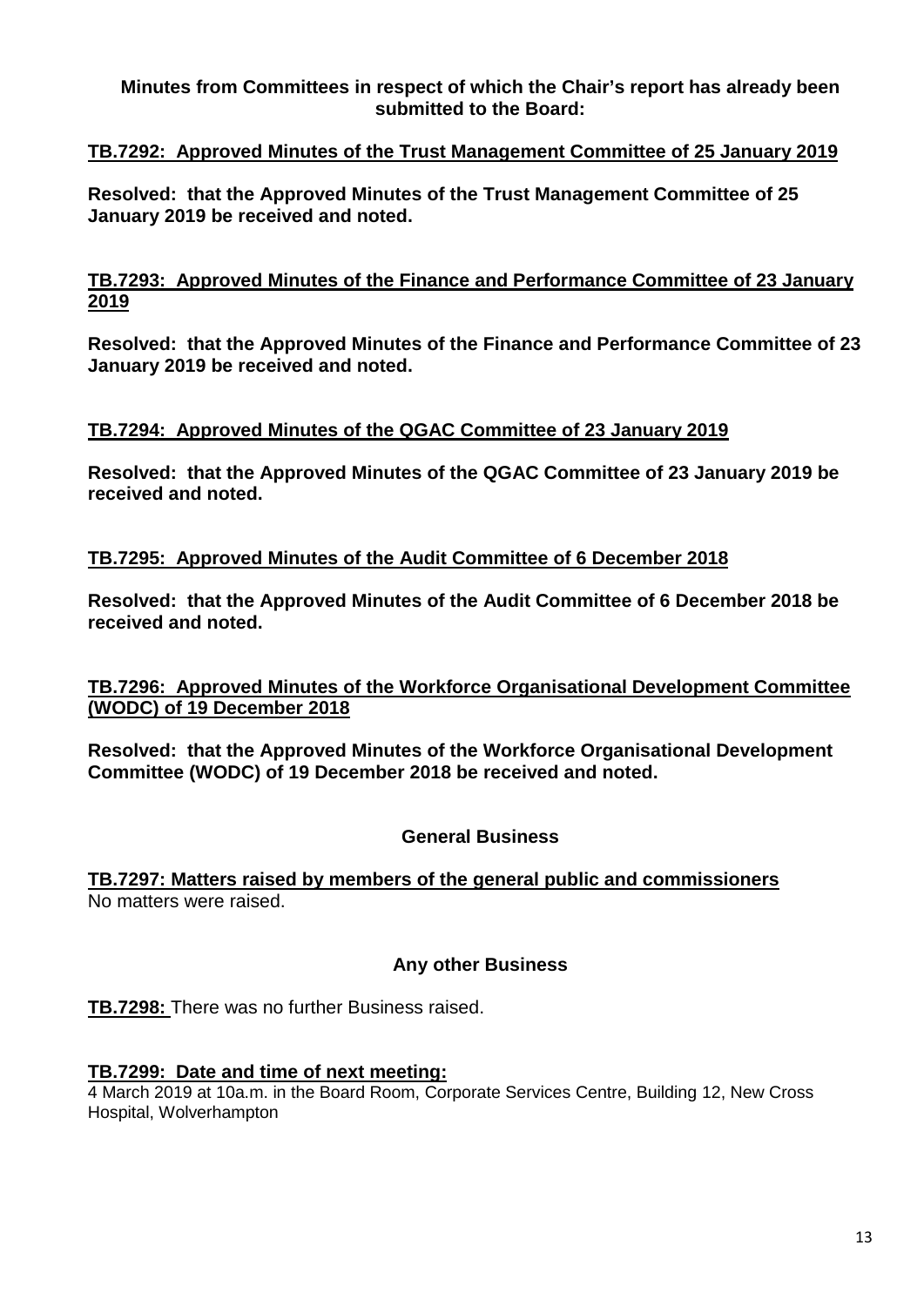**Minutes from Committees in respect of which the Chair's report has already been submitted to the Board:**

**TB.7292: Approved Minutes of the Trust Management Committee of 25 January 2019**

**Resolved: that the Approved Minutes of the Trust Management Committee of 25 January 2019 be received and noted.**

**TB.7293: Approved Minutes of the Finance and Performance Committee of 23 January 2019**

**Resolved: that the Approved Minutes of the Finance and Performance Committee of 23 January 2019 be received and noted.**

**TB.7294: Approved Minutes of the QGAC Committee of 23 January 2019**

**Resolved: that the Approved Minutes of the QGAC Committee of 23 January 2019 be received and noted.**

**TB.7295: Approved Minutes of the Audit Committee of 6 December 2018**

**Resolved: that the Approved Minutes of the Audit Committee of 6 December 2018 be received and noted.**

**TB.7296: Approved Minutes of the Workforce Organisational Development Committee (WODC) of 19 December 2018**

**Resolved: that the Approved Minutes of the Workforce Organisational Development Committee (WODC) of 19 December 2018 be received and noted.**

## General Business

**TB.7297: Matters raised by members of the general public and commissioners**

No matters were raised.

## Any other Business

**TB.7298:** There was no further Business raised.

**TB.7299: Date and time of next meeting:**

4 March 2019 at 10a.m. in the Board Room, Corporate Services Centre, Building 12, New Cross Hospital, Wolverhampton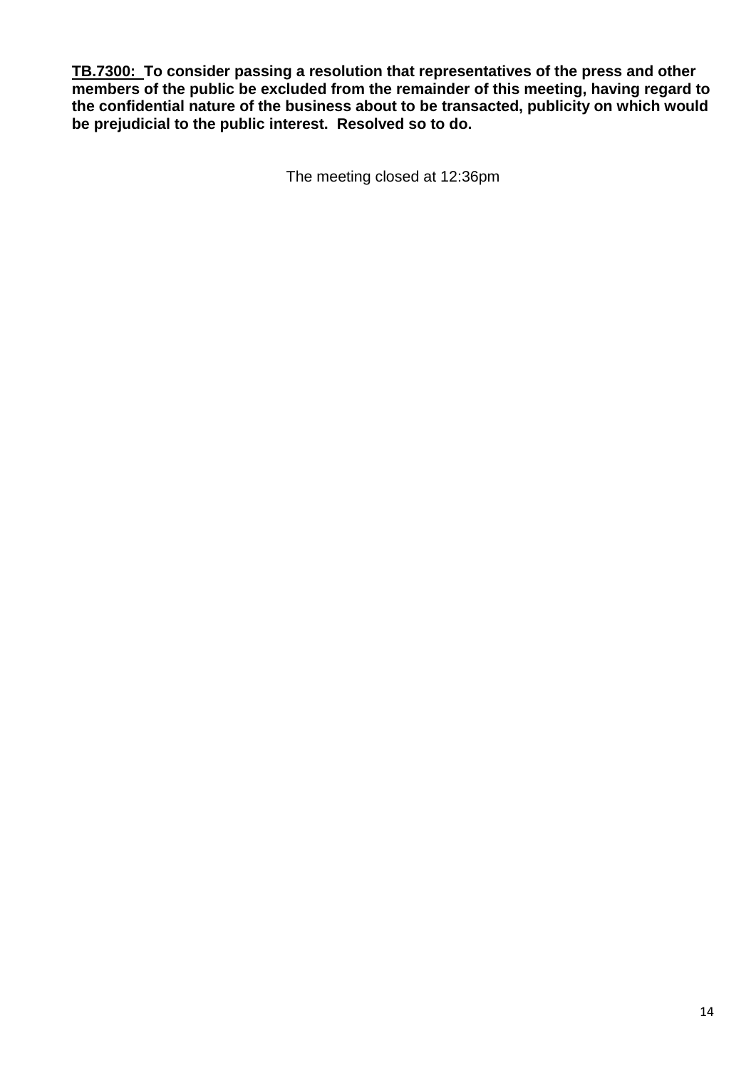**<u>TB.7300:</u> To consider passing a resolution that representatives of the press and other members of the public be excluded from the remainder of this meeting, having regard to the confidential nature of the business about to be transacted, publicity on which would be prejudicial to the public interest. Resolved so to do.**

The meeting closed at 12:36pm